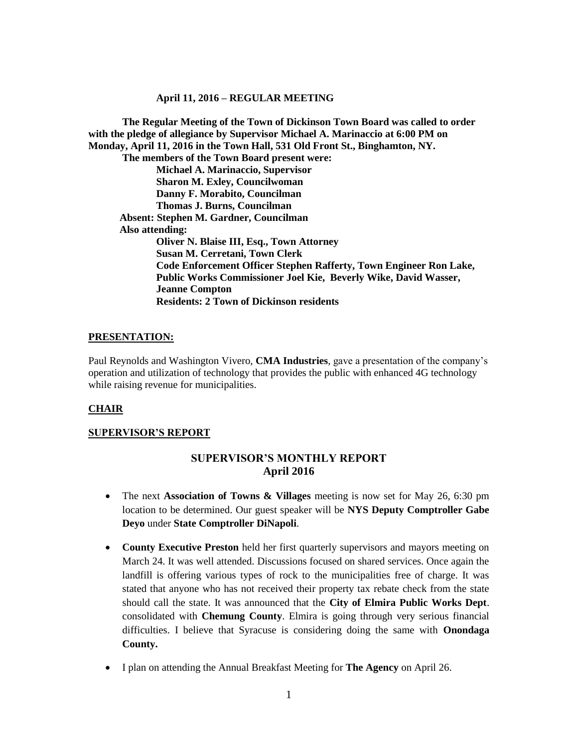**April 11, 2016 – REGULAR MEETING**

**The Regular Meeting of the Town of Dickinson Town Board was called to order with the pledge of allegiance by Supervisor Michael A. Marinaccio at 6:00 PM on Monday, April 11, 2016 in the Town Hall, 531 Old Front St., Binghamton, NY.**

**The members of the Town Board present were:**

**Michael A. Marinaccio, Supervisor**
**Sharon M. Exley, Councilwoman**
**Danny F. Morabito, Councilman**
**Thomas J. Burns, Councilman**

**Absent: Stephen M. Gardner, Councilman**

**Also attending:**

**Oliver N. Blaise III, Esq., Town Attorney**
**Susan M. Cerretani, Town Clerk**
**Code Enforcement Officer Stephen Rafferty, Town Engineer Ron Lake, Public Works Commissioner Joel Kie, Beverly Wike, David Wasser, Jeanne Compton**
**Residents: 2 Town of Dickinson residents**

## PRESENTATION:

Paul Reynolds and Washington Vivero, **CMA Industries**, gave a presentation of the company's operation and utilization of technology that provides the public with enhanced 4G technology while raising revenue for municipalities.

## CHAIR

## SUPERVISOR'S REPORT

### SUPERVISOR'S MONTHLY REPORT
### April 2016

- The next **Association of Towns & Villages** meeting is now set for May 26, 6:30 pm location to be determined. Our guest speaker will be **NYS Deputy Comptroller Gabe Deyo** under **State Comptroller DiNapoli**.
- **County Executive Preston** held her first quarterly supervisors and mayors meeting on March 24. It was well attended. Discussions focused on shared services. Once again the landfill is offering various types of rock to the municipalities free of charge. It was stated that anyone who has not received their property tax rebate check from the state should call the state. It was announced that the **City of Elmira Public Works Dept**. consolidated with **Chemung County**. Elmira is going through very serious financial difficulties. I believe that Syracuse is considering doing the same with **Onondaga County.**
- I plan on attending the Annual Breakfast Meeting for **The Agency** on April 26.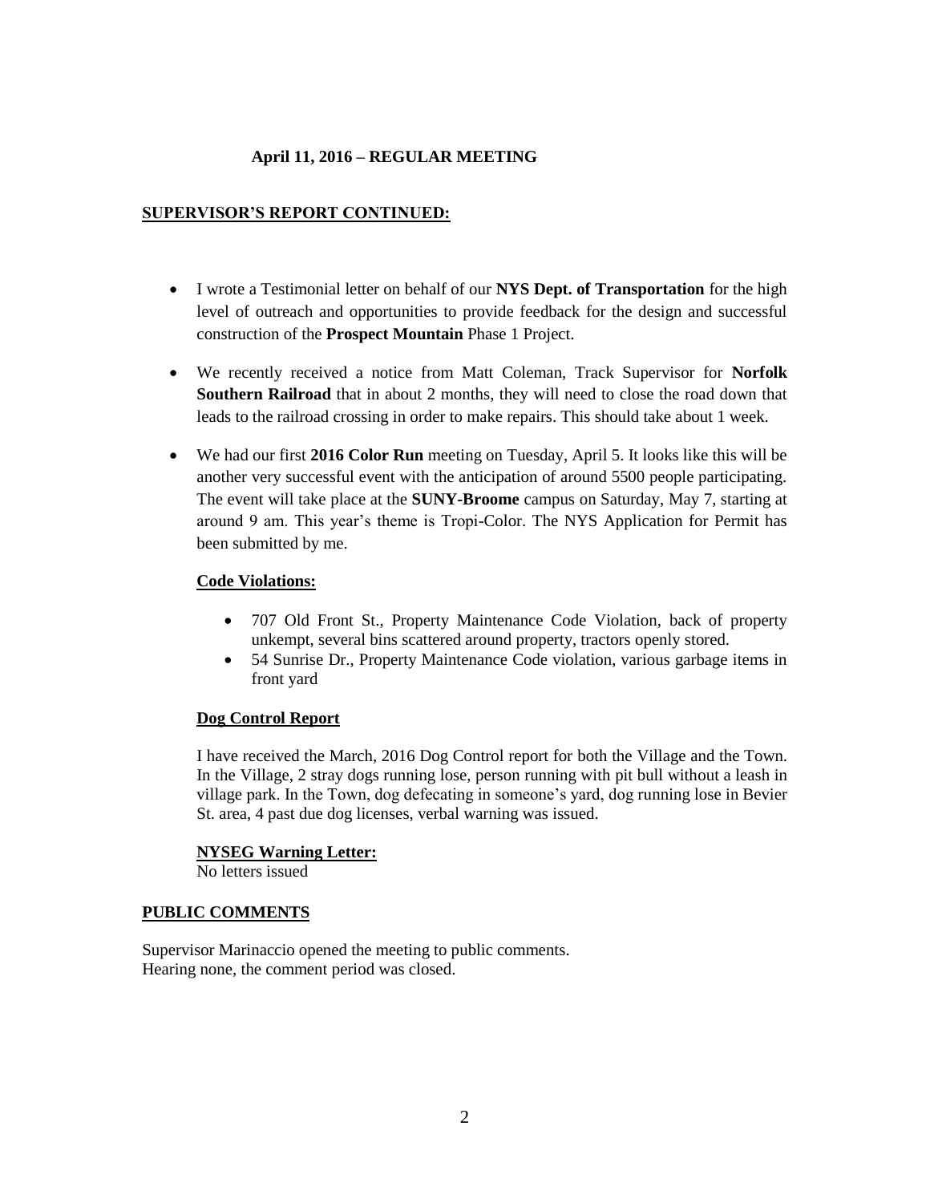**April 11, 2016 – REGULAR MEETING**

**SUPERVISOR'S REPORT CONTINUED:**

- I wrote a Testimonial letter on behalf of our **NYS Dept. of Transportation** for the high level of outreach and opportunities to provide feedback for the design and successful construction of the **Prospect Mountain** Phase 1 Project.
- We recently received a notice from Matt Coleman, Track Supervisor for **Norfolk Southern Railroad** that in about 2 months, they will need to close the road down that leads to the railroad crossing in order to make repairs. This should take about 1 week.
- We had our first **2016 Color Run** meeting on Tuesday, April 5. It looks like this will be another very successful event with the anticipation of around 5500 people participating. The event will take place at the **SUNY-Broome** campus on Saturday, May 7, starting at around 9 am. This year's theme is Tropi-Color. The NYS Application for Permit has been submitted by me.

**Code Violations:**

- 707 Old Front St., Property Maintenance Code Violation, back of property unkempt, several bins scattered around property, tractors openly stored.
- 54 Sunrise Dr., Property Maintenance Code violation, various garbage items in front yard

**Dog Control Report**

I have received the March, 2016 Dog Control report for both the Village and the Town. In the Village, 2 stray dogs running lose, person running with pit bull without a leash in village park. In the Town, dog defecating in someone's yard, dog running lose in Bevier St. area, 4 past due dog licenses, verbal warning was issued.

**NYSEG Warning Letter:**
No letters issued

**PUBLIC COMMENTS**

Supervisor Marinaccio opened the meeting to public comments.
Hearing none, the comment period was closed.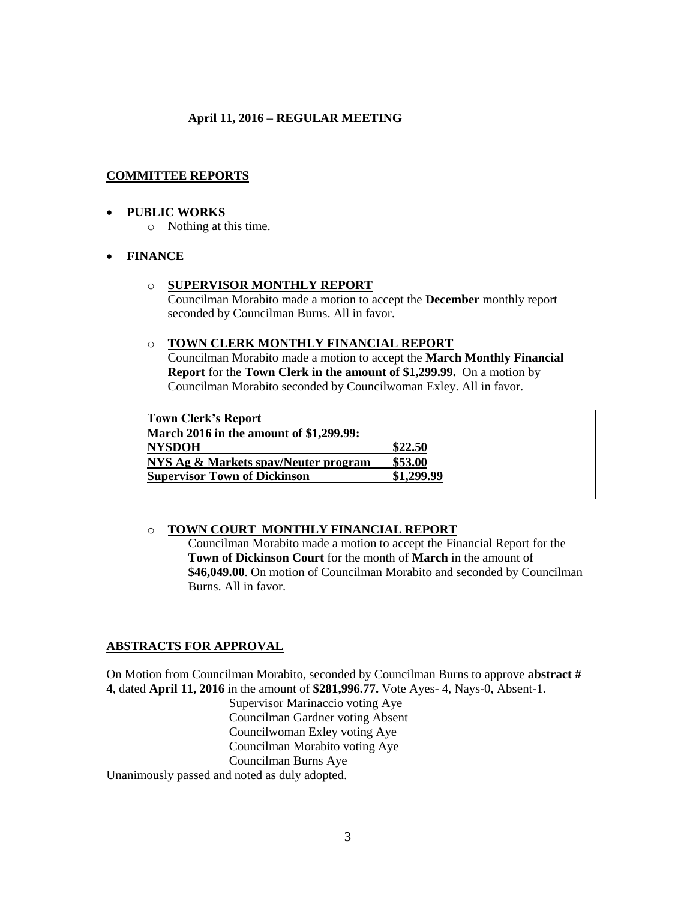**April 11, 2016 – REGULAR MEETING**

## COMMITTEE REPORTS

- **PUBLIC WORKS**
  - Nothing at this time.
- **FINANCE**
  - **SUPERVISOR MONTHLY REPORT**
    Councilman Morabito made a motion to accept the **December** monthly report seconded by Councilman Burns. All in favor.
  - **TOWN CLERK MONTHLY FINANCIAL REPORT**
    Councilman Morabito made a motion to accept the **March Monthly Financial Report** for the **Town Clerk in the amount of $1,299.99.** On a motion by Councilman Morabito seconded by Councilwoman Exley. All in favor.

| Town Clerk's Report | |
|---|---|
| **March 2016 in the amount of $1,299.99:** | |
| **NYSDOH** | **$22.50** |
| **NYS Ag & Markets spay/Neuter program** | **$53.00** |
| **Supervisor Town of Dickinson** | **$1,299.99** |

  - **TOWN COURT MONTHLY FINANCIAL REPORT**
    Councilman Morabito made a motion to accept the Financial Report for the **Town of Dickinson Court** for the month of **March** in the amount of **$46,049.00**. On motion of Councilman Morabito and seconded by Councilman Burns. All in favor.

## ABSTRACTS FOR APPROVAL

On Motion from Councilman Morabito, seconded by Councilman Burns to approve **abstract # 4**, dated **April 11, 2016** in the amount of **$281,996.77.** Vote Ayes- 4, Nays-0, Absent-1.

Supervisor Marinaccio voting Aye
Councilman Gardner voting Absent
Councilwoman Exley voting Aye
Councilman Morabito voting Aye
Councilman Burns Aye

Unanimously passed and noted as duly adopted.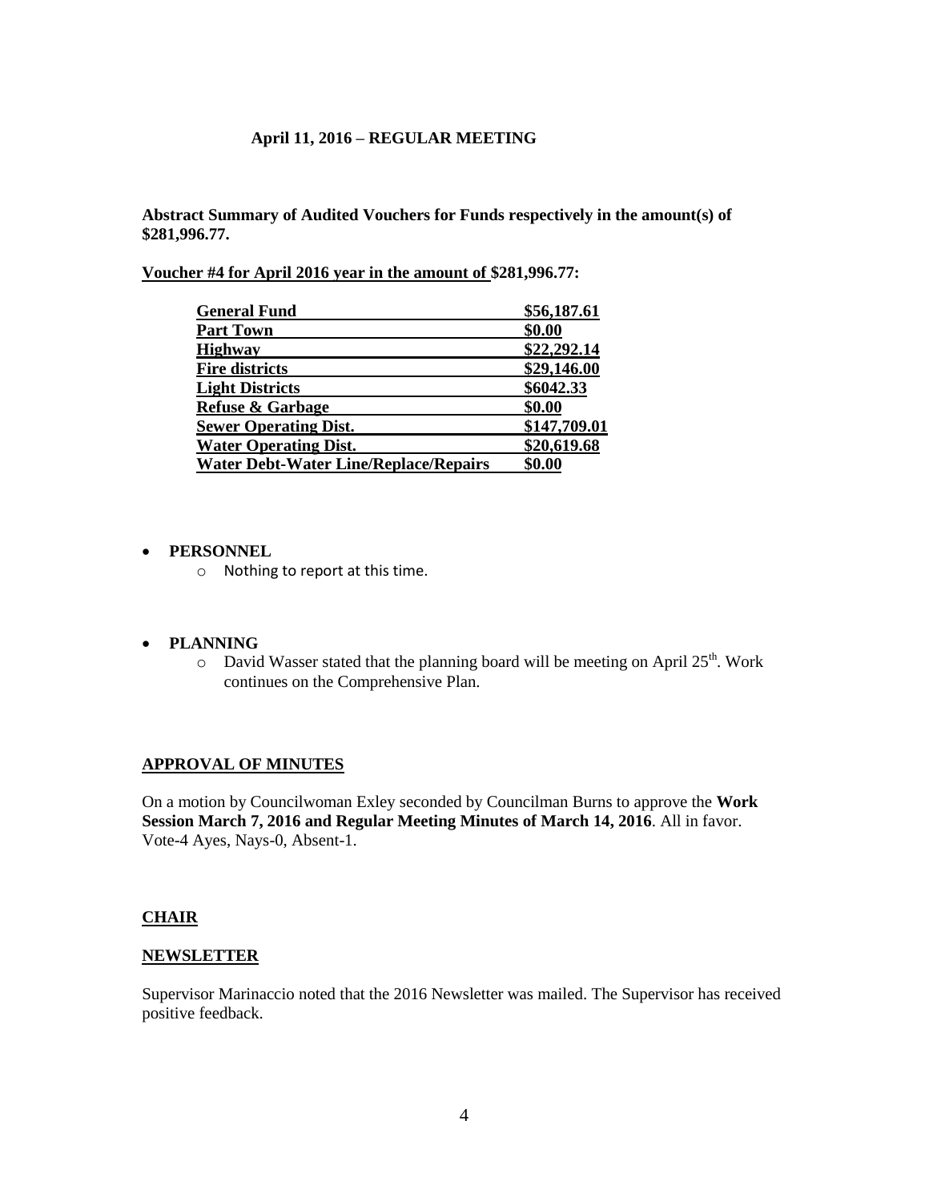**April 11, 2016 – REGULAR MEETING**

**Abstract Summary of Audited Vouchers for Funds respectively in the amount(s) of $281,996.77.**

**Voucher #4 for April 2016 year in the amount of $281,996.77:**

| | |
|---|---|
| **General Fund** | **$56,187.61** |
| **Part Town** | **$0.00** |
| **Highway** | **$22,292.14** |
| **Fire districts** | **$29,146.00** |
| **Light Districts** | **$6042.33** |
| **Refuse & Garbage** | **$0.00** |
| **Sewer Operating Dist.** | **$147,709.01** |
| **Water Operating Dist.** | **$20,619.68** |
| **Water Debt-Water Line/Replace/Repairs** | **$0.00** |

- **PERSONNEL**
    - Nothing to report at this time.

- **PLANNING**
    - David Wasser stated that the planning board will be meeting on April 25th. Work continues on the Comprehensive Plan.

## APPROVAL OF MINUTES

On a motion by Councilwoman Exley seconded by Councilman Burns to approve the **Work Session March 7, 2016 and Regular Meeting Minutes of March 14, 2016**. All in favor. Vote-4 Ayes, Nays-0, Absent-1.

## CHAIR

## NEWSLETTER

Supervisor Marinaccio noted that the 2016 Newsletter was mailed. The Supervisor has received positive feedback.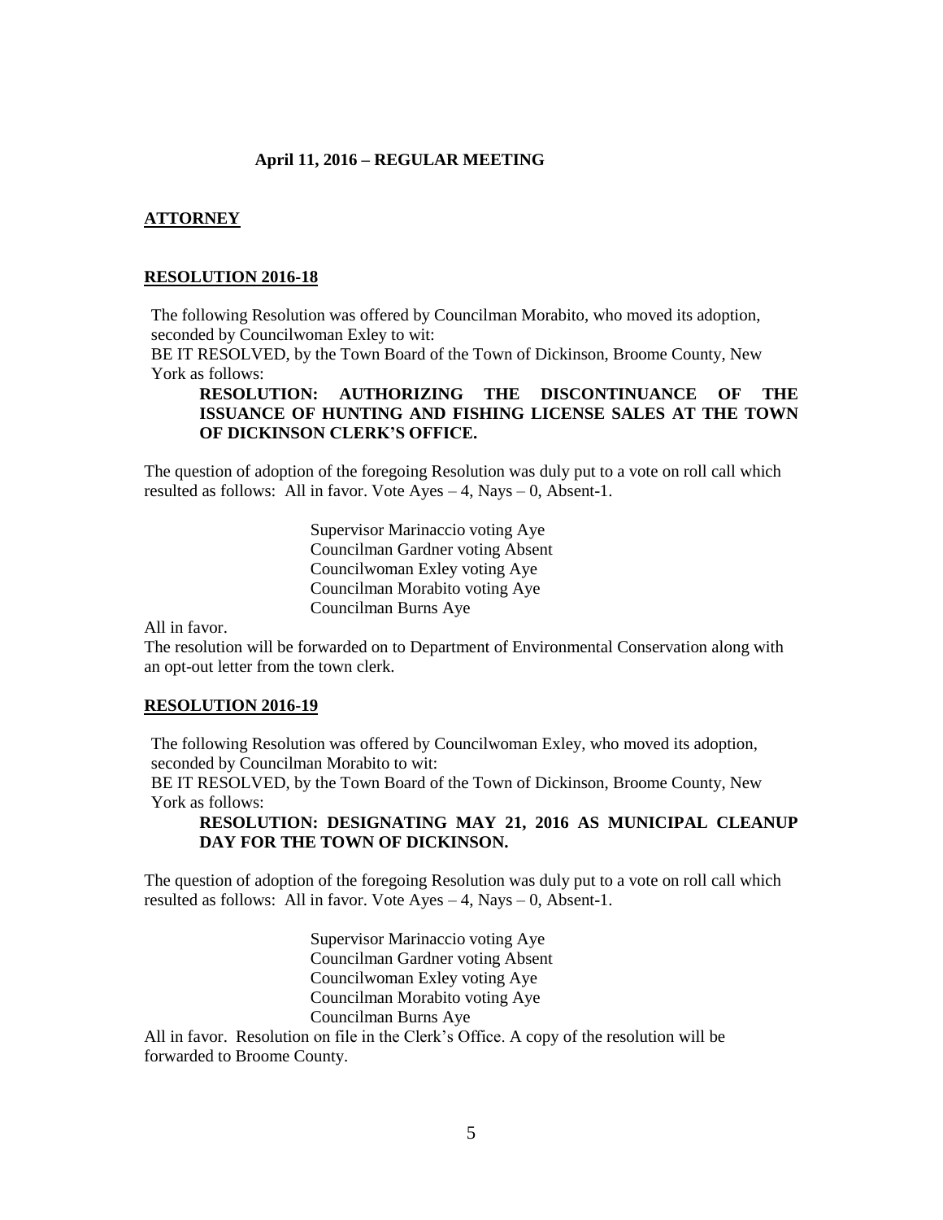**April 11, 2016 – REGULAR MEETING**

**ATTORNEY**

**RESOLUTION 2016-18**

The following Resolution was offered by Councilman Morabito, who moved its adoption, seconded by Councilwoman Exley to wit:
BE IT RESOLVED, by the Town Board of the Town of Dickinson, Broome County, New York as follows:

**RESOLUTION: AUTHORIZING THE DISCONTINUANCE OF THE ISSUANCE OF HUNTING AND FISHING LICENSE SALES AT THE TOWN OF DICKINSON CLERK'S OFFICE.**

The question of adoption of the foregoing Resolution was duly put to a vote on roll call which resulted as follows: All in favor. Vote Ayes – 4, Nays – 0, Absent-1.

Supervisor Marinaccio voting Aye
Councilman Gardner voting Absent
Councilwoman Exley voting Aye
Councilman Morabito voting Aye
Councilman Burns Aye

All in favor.
The resolution will be forwarded on to Department of Environmental Conservation along with an opt-out letter from the town clerk.

**RESOLUTION 2016-19**

The following Resolution was offered by Councilwoman Exley, who moved its adoption, seconded by Councilman Morabito to wit:
BE IT RESOLVED, by the Town Board of the Town of Dickinson, Broome County, New York as follows:

**RESOLUTION: DESIGNATING MAY 21, 2016 AS MUNICIPAL CLEANUP DAY FOR THE TOWN OF DICKINSON.**

The question of adoption of the foregoing Resolution was duly put to a vote on roll call which resulted as follows: All in favor. Vote Ayes – 4, Nays – 0, Absent-1.

Supervisor Marinaccio voting Aye
Councilman Gardner voting Absent
Councilwoman Exley voting Aye
Councilman Morabito voting Aye
Councilman Burns Aye

All in favor. Resolution on file in the Clerk's Office. A copy of the resolution will be forwarded to Broome County.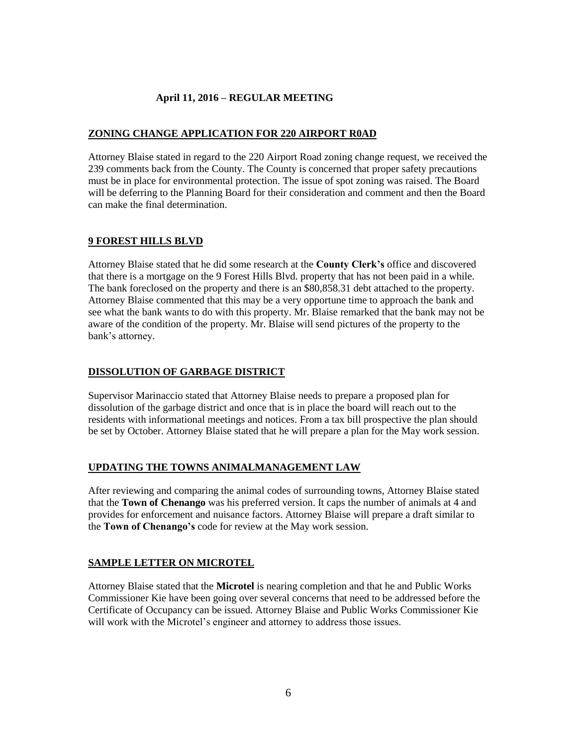**April 11, 2016 – REGULAR MEETING**

**ZONING CHANGE APPLICATION FOR 220 AIRPORT R0AD**

Attorney Blaise stated in regard to the 220 Airport Road zoning change request, we received the 239 comments back from the County. The County is concerned that proper safety precautions must be in place for environmental protection. The issue of spot zoning was raised. The Board will be deferring to the Planning Board for their consideration and comment and then the Board can make the final determination.

**9 FOREST HILLS BLVD**

Attorney Blaise stated that he did some research at the **County Clerk's** office and discovered that there is a mortgage on the 9 Forest Hills Blvd. property that has not been paid in a while. The bank foreclosed on the property and there is an $80,858.31 debt attached to the property. Attorney Blaise commented that this may be a very opportune time to approach the bank and see what the bank wants to do with this property. Mr. Blaise remarked that the bank may not be aware of the condition of the property. Mr. Blaise will send pictures of the property to the bank's attorney.

**DISSOLUTION OF GARBAGE DISTRICT**

Supervisor Marinaccio stated that Attorney Blaise needs to prepare a proposed plan for dissolution of the garbage district and once that is in place the board will reach out to the residents with informational meetings and notices. From a tax bill prospective the plan should be set by October. Attorney Blaise stated that he will prepare a plan for the May work session.

**UPDATING THE TOWNS ANIMALMANAGEMENT LAW**

After reviewing and comparing the animal codes of surrounding towns, Attorney Blaise stated that the **Town of Chenango** was his preferred version. It caps the number of animals at 4 and provides for enforcement and nuisance factors. Attorney Blaise will prepare a draft similar to the **Town of Chenango's** code for review at the May work session.

**SAMPLE LETTER ON MICROTEL**

Attorney Blaise stated that the **Microtel** is nearing completion and that he and Public Works Commissioner Kie have been going over several concerns that need to be addressed before the Certificate of Occupancy can be issued. Attorney Blaise and Public Works Commissioner Kie will work with the Microtel's engineer and attorney to address those issues.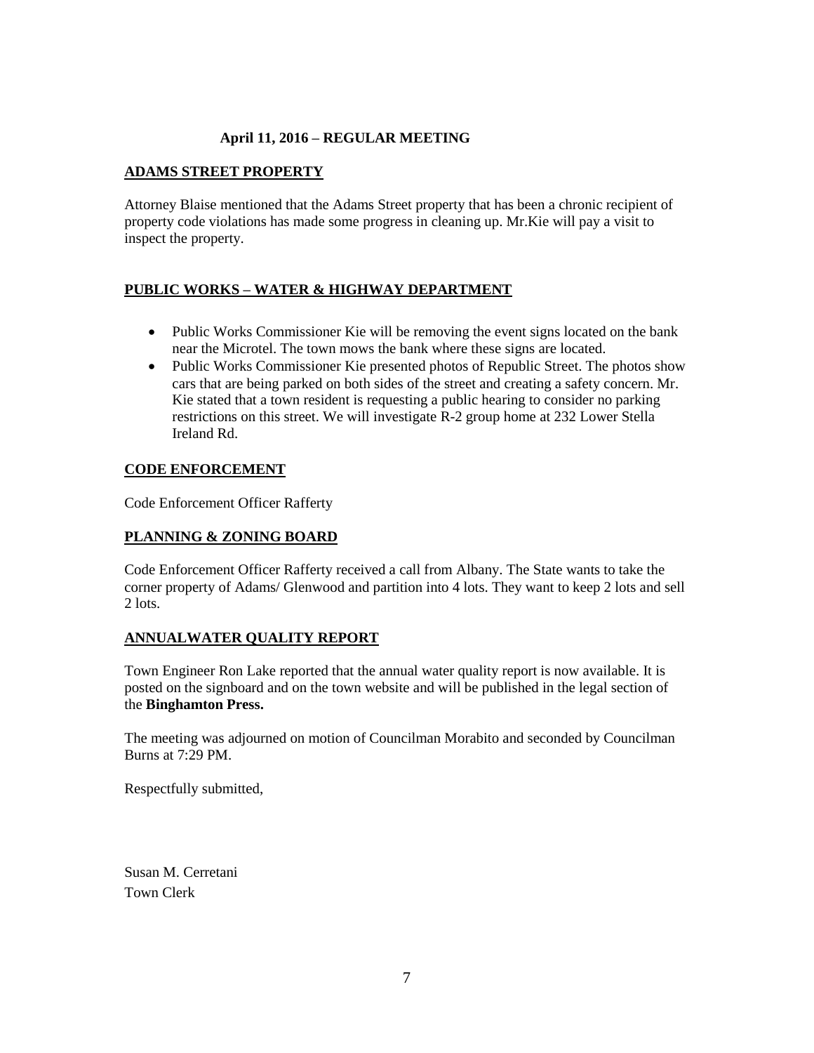**April 11, 2016 – REGULAR MEETING**

**ADAMS STREET PROPERTY**

Attorney Blaise mentioned that the Adams Street property that has been a chronic recipient of property code violations has made some progress in cleaning up. Mr.Kie will pay a visit to inspect the property.

**PUBLIC WORKS – WATER & HIGHWAY DEPARTMENT**

- Public Works Commissioner Kie will be removing the event signs located on the bank near the Microtel. The town mows the bank where these signs are located.
- Public Works Commissioner Kie presented photos of Republic Street. The photos show cars that are being parked on both sides of the street and creating a safety concern. Mr. Kie stated that a town resident is requesting a public hearing to consider no parking restrictions on this street. We will investigate R-2 group home at 232 Lower Stella Ireland Rd.

**CODE ENFORCEMENT**

Code Enforcement Officer Rafferty

**PLANNING & ZONING BOARD**

Code Enforcement Officer Rafferty received a call from Albany. The State wants to take the corner property of Adams/ Glenwood and partition into 4 lots. They want to keep 2 lots and sell 2 lots.

**ANNUALWATER QUALITY REPORT**

Town Engineer Ron Lake reported that the annual water quality report is now available. It is posted on the signboard and on the town website and will be published in the legal section of the **Binghamton Press.**

The meeting was adjourned on motion of Councilman Morabito and seconded by Councilman Burns at 7:29 PM.

Respectfully submitted,

Susan M. Cerretani
Town Clerk